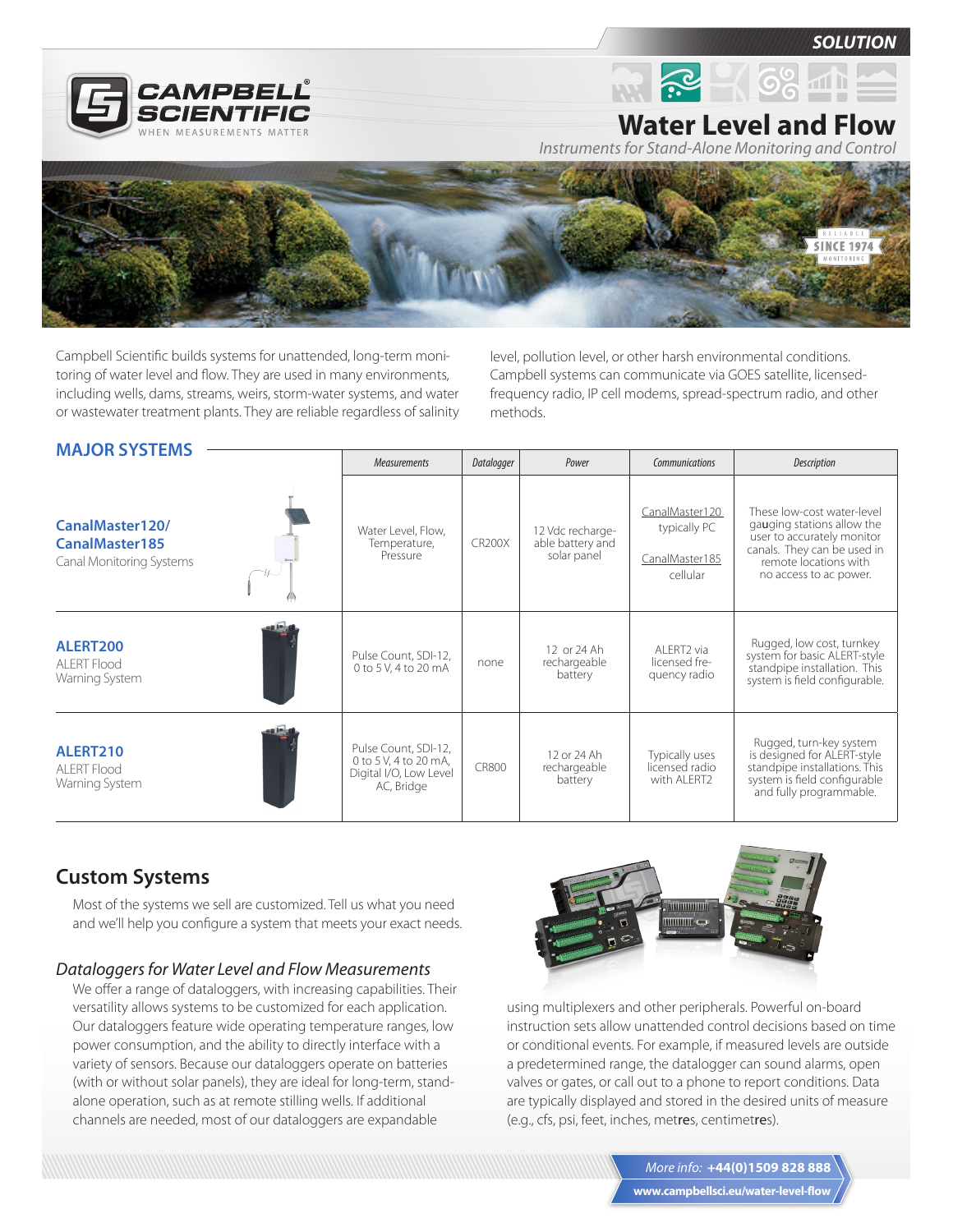SOLUTION

# Water Level and Flow

*Instruments for Stand-Alone Monitoring and Control*

Campbell Scientific builds systems for unattended, long-term monitoring of water level and flow. They are used in many environments, including wells, dams, streams, weirs, storm-water systems, and water or wastewater treatment plants. They are reliable regardless of salinity level, pollution level, or other harsh environmental conditions. Campbell systems can communicate via GOES satellite, licensed-frequency radio, IP cell modems, spread-spectrum radio, and other methods.

## MAJOR SYSTEMS

| | *Measurements* | *Datalogger* | *Power* | *Communications* | *Description* |
|---|---|---|---|---|---|
| **CanalMaster120/ CanalMaster185** Canal Monitoring Systems | Water Level, Flow, Temperature, Pressure | CR200X | 12 Vdc rechargeable battery and solar panel | CanalMaster120 typically PC; CanalMaster185 cellular | These low-cost water-level gauging stations allow the user to accurately monitor canals. They can be used in remote locations with no access to ac power. |
| **ALERT200** ALERT Flood Warning System | Pulse Count, SDI-12, 0 to 5 V, 4 to 20 mA | none | 12 or 24 Ah rechargeable battery | ALERT2 via licensed frequency radio | Rugged, low cost, turnkey system for basic ALERT-style standpipe installations. This system is field configurable. |
| **ALERT210** ALERT Flood Warning System | Pulse Count, SDI-12, 0 to 5 V, 4 to 20 mA, Digital I/O, Low Level AC, Bridge | CR800 | 12 or 24 Ah rechargeable battery | Typically uses licensed radio with ALERT2 | Rugged, turn-key system is designed for ALERT-style standpipe installations. This system is field configurable and fully programmable. |

## Custom Systems

Most of the systems we sell are customized. Tell us what you need and we'll help you configure a system that meets your exact needs.

### *Dataloggers for Water Level and Flow Measurements*

We offer a range of dataloggers, with increasing capabilities. Their versatility allows systems to be customized for each application. Our dataloggers feature wide operating temperature ranges, low power consumption, and the ability to directly interface with a variety of sensors. Because our dataloggers operate on batteries (with or without solar panels), they are ideal for long-term, stand-alone operation, such as at remote stilling wells. If additional channels are needed, most of our dataloggers are expandable using multiplexers and other peripherals. Powerful on-board instruction sets allow unattended control decisions based on time or conditional events. For example, if measured levels are outside a predetermined range, the datalogger can sound alarms, open valves or gates, or call out to a phone to report conditions. Data are typically displayed and stored in the desired units of measure (e.g., cfs, psi, feet, inches, metres, centimetres).

*More info:* **+44(0)1509 828 888**
**www.campbellsci.eu/water-level-flow**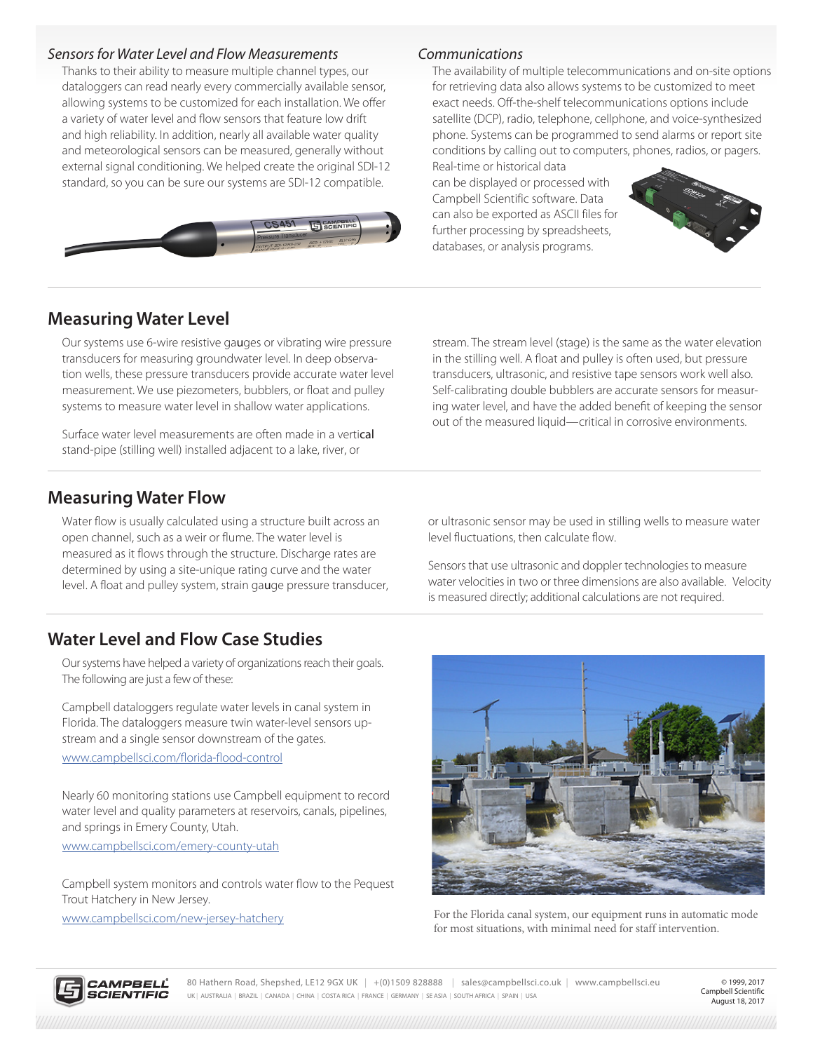### *Sensors for Water Level and Flow Measurements*

Thanks to their ability to measure multiple channel types, our dataloggers can read nearly every commercially available sensor, allowing systems to be customized for each installation. We offer a variety of water level and flow sensors that feature low drift and high reliability. In addition, nearly all available water quality and meteorological sensors can be measured, generally without external signal conditioning. We helped create the original SDI-12 standard, so you can be sure our systems are SDI-12 compatible.

### *Communications*

The availability of multiple telecommunications and on-site options for retrieving data also allows systems to be customized to meet exact needs. Off-the-shelf telecommunications options include satellite (DCP), radio, telephone, cellphone, and voice-synthesized phone. Systems can be programmed to send alarms or report site conditions by calling out to computers, phones, radios, or pagers. Real-time or historical data can be displayed or processed with Campbell Scientific software. Data can also be exported as ASCII files for further processing by spreadsheets, databases, or analysis programs.

## Measuring Water Level

Our systems use 6-wire resistive gauges or vibrating wire pressure transducers for measuring groundwater level. In deep observation wells, these pressure transducers provide accurate water level measurement. We use piezometers, bubblers, or float and pulley systems to measure water level in shallow water applications.

Surface water level measurements are often made in a vertical stand-pipe (stilling well) installed adjacent to a lake, river, or stream. The stream level (stage) is the same as the water elevation in the stilling well. A float and pulley is often used, but pressure transducers, ultrasonic, and resistive tape sensors work well also. Self-calibrating double bubblers are accurate sensors for measuring water level, and have the added benefit of keeping the sensor out of the measured liquid—critical in corrosive environments.

## Measuring Water Flow

Water flow is usually calculated using a structure built across an open channel, such as a weir or flume. The water level is measured as it flows through the structure. Discharge rates are determined by using a site-unique rating curve and the water level. A float and pulley system, strain gauge pressure transducer, or ultrasonic sensor may be used in stilling wells to measure water level fluctuations, then calculate flow.

Sensors that use ultrasonic and doppler technologies to measure water velocities in two or three dimensions are also available. Velocity is measured directly; additional calculations are not required.

## Water Level and Flow Case Studies

Our systems have helped a variety of organizations reach their goals. The following are just a few of these:

Campbell dataloggers regulate water levels in canal system in Florida. The dataloggers measure twin water-level sensors upstream and a single sensor downstream of the gates.
www.campbellsci.com/florida-flood-control

Nearly 60 monitoring stations use Campbell equipment to record water level and quality parameters at reservoirs, canals, pipelines, and springs in Emery County, Utah.
www.campbellsci.com/emery-county-utah

Campbell system monitors and controls water flow to the Pequest Trout Hatchery in New Jersey.
www.campbellsci.com/new-jersey-hatchery

For the Florida canal system, our equipment runs in automatic mode for most situations, with minimal need for staff intervention.

80 Hathern Road, Shepshed, LE12 9GX UK | +(0)1509 828888 | sales@campbellsci.co.uk | www.campbellsci.eu
UK | AUSTRALIA | BRAZIL | CANADA | CHINA | COSTA RICA | FRANCE | GERMANY | SE ASIA | SOUTH AFRICA | SPAIN | USA

© 1999, 2017 Campbell Scientific August 18, 2017